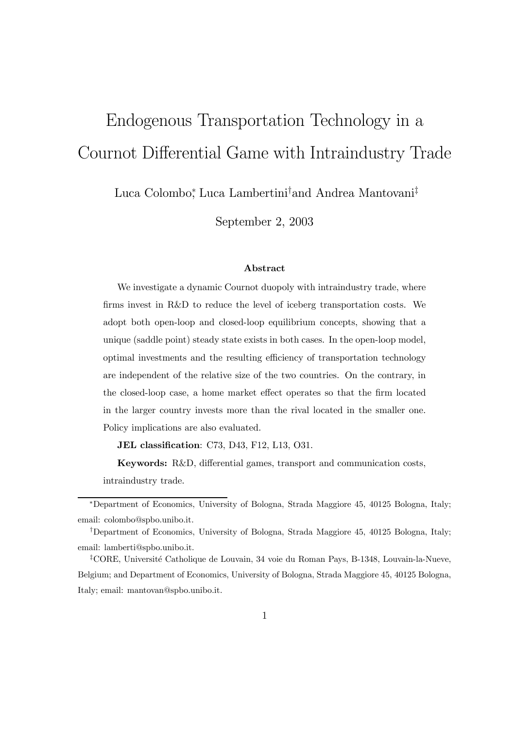# Endogenous Transportation Technology in a Cournot Differential Game with Intraindustry Trade

Luca Colombo[*], Luca Lambertini[†] and Andrea Mantovani[‡]

September 2, 2003

### Abstract

We investigate a dynamic Cournot duopoly with intraindustry trade, where firms invest in R&D to reduce the level of iceberg transportation costs. We adopt both open-loop and closed-loop equilibrium concepts, showing that a unique (saddle point) steady state exists in both cases. In the open-loop model, optimal investments and the resulting efficiency of transportation technology are independent of the relative size of the two countries. On the contrary, in the closed-loop case, a home market effect operates so that the firm located in the larger country invests more than the rival located in the smaller one. Policy implications are also evaluated.

**JEL classification**: C73, D43, F12, L13, O31.

**Keywords:** R&D, differential games, transport and communication costs, intraindustry trade.

---

[*] Department of Economics, University of Bologna, Strada Maggiore 45, 40125 Bologna, Italy; email: colombo@spbo.unibo.it.

[†] Department of Economics, University of Bologna, Strada Maggiore 45, 40125 Bologna, Italy; email: lamberti@spbo.unibo.it.

[‡] CORE, Université Catholique de Louvain, 34 voie du Roman Pays, B-1348, Louvain-la-Nueve, Belgium; and Department of Economics, University of Bologna, Strada Maggiore 45, 40125 Bologna, Italy; email: mantovan@spbo.unibo.it.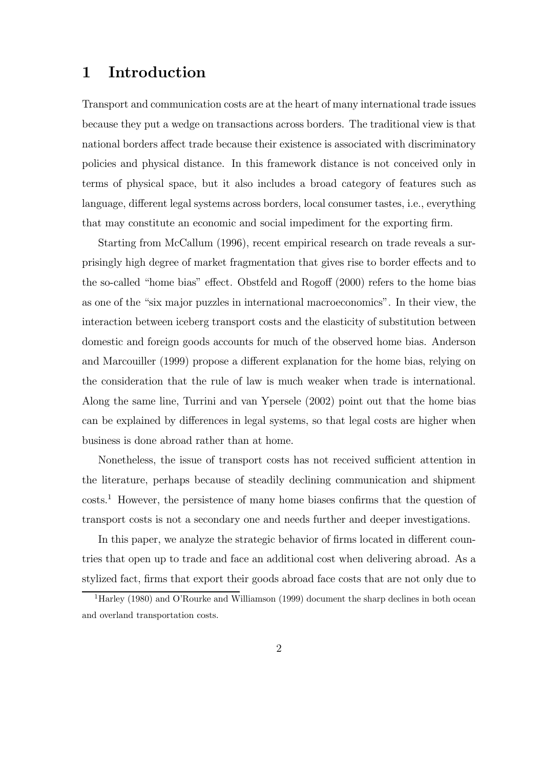# 1 Introduction

Transport and communication costs are at the heart of many international trade issues because they put a wedge on transactions across borders. The traditional view is that national borders affect trade because their existence is associated with discriminatory policies and physical distance. In this framework distance is not conceived only in terms of physical space, but it also includes a broad category of features such as language, different legal systems across borders, local consumer tastes, i.e., everything that may constitute an economic and social impediment for the exporting firm.

Starting from McCallum (1996), recent empirical research on trade reveals a surprisingly high degree of market fragmentation that gives rise to border effects and to the so-called "home bias" effect. Obstfeld and Rogoff (2000) refers to the home bias as one of the "six major puzzles in international macroeconomics". In their view, the interaction between iceberg transport costs and the elasticity of substitution between domestic and foreign goods accounts for much of the observed home bias. Anderson and Marcouiller (1999) propose a different explanation for the home bias, relying on the consideration that the rule of law is much weaker when trade is international. Along the same line, Turrini and van Ypersele (2002) point out that the home bias can be explained by differences in legal systems, so that legal costs are higher when business is done abroad rather than at home.

Nonetheless, the issue of transport costs has not received sufficient attention in the literature, perhaps because of steadily declining communication and shipment costs.[1] However, the persistence of many home biases confirms that the question of transport costs is not a secondary one and needs further and deeper investigations.

In this paper, we analyze the strategic behavior of firms located in different countries that open up to trade and face an additional cost when delivering abroad. As a stylized fact, firms that export their goods abroad face costs that are not only due to

[1] Harley (1980) and O'Rourke and Williamson (1999) document the sharp declines in both ocean and overland transportation costs.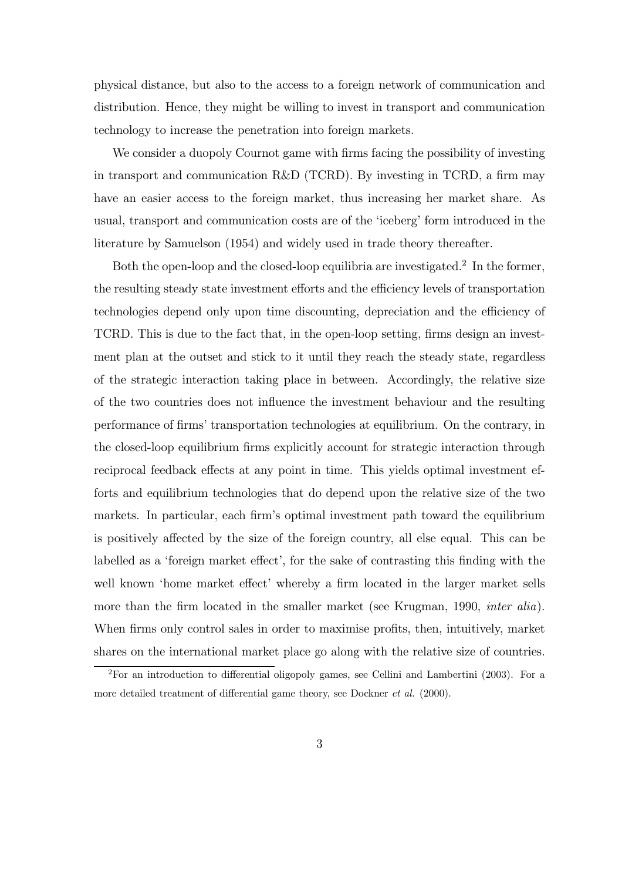physical distance, but also to the access to a foreign network of communication and distribution. Hence, they might be willing to invest in transport and communication technology to increase the penetration into foreign markets.

We consider a duopoly Cournot game with firms facing the possibility of investing in transport and communication R&D (TCRD). By investing in TCRD, a firm may have an easier access to the foreign market, thus increasing her market share. As usual, transport and communication costs are of the 'iceberg' form introduced in the literature by Samuelson (1954) and widely used in trade theory thereafter.

Both the open-loop and the closed-loop equilibria are investigated.[2] In the former, the resulting steady state investment efforts and the efficiency levels of transportation technologies depend only upon time discounting, depreciation and the efficiency of TCRD. This is due to the fact that, in the open-loop setting, firms design an investment plan at the outset and stick to it until they reach the steady state, regardless of the strategic interaction taking place in between. Accordingly, the relative size of the two countries does not influence the investment behaviour and the resulting performance of firms' transportation technologies at equilibrium. On the contrary, in the closed-loop equilibrium firms explicitly account for strategic interaction through reciprocal feedback effects at any point in time. This yields optimal investment efforts and equilibrium technologies that do depend upon the relative size of the two markets. In particular, each firm's optimal investment path toward the equilibrium is positively affected by the size of the foreign country, all else equal. This can be labelled as a 'foreign market effect', for the sake of contrasting this finding with the well known 'home market effect' whereby a firm located in the larger market sells more than the firm located in the smaller market (see Krugman, 1990, *inter alia*). When firms only control sales in order to maximise profits, then, intuitively, market shares on the international market place go along with the relative size of countries.

[2] For an introduction to differential oligopoly games, see Cellini and Lambertini (2003). For a more detailed treatment of differential game theory, see Dockner *et al.* (2000).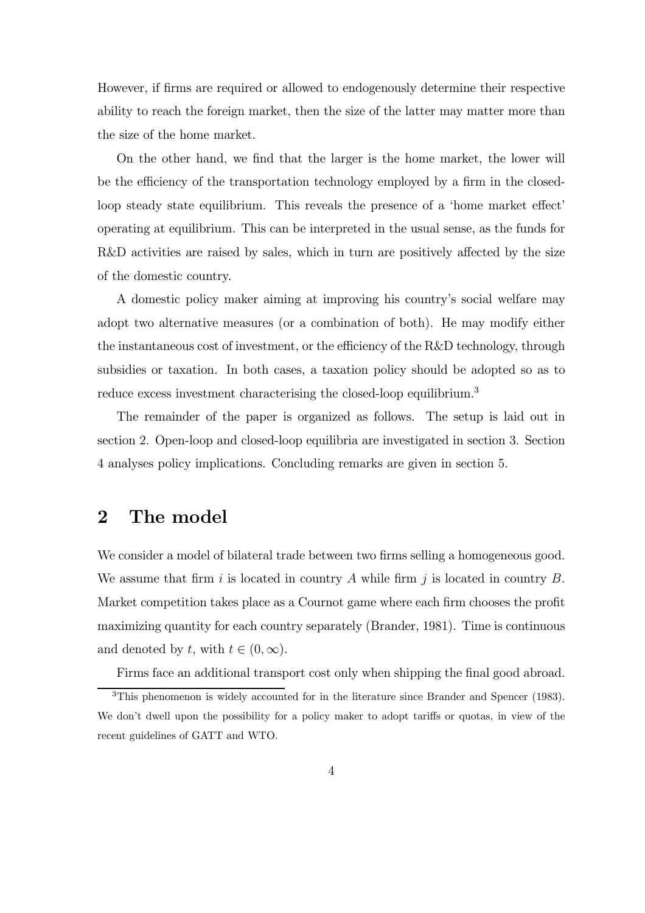However, if firms are required or allowed to endogenously determine their respective ability to reach the foreign market, then the size of the latter may matter more than the size of the home market.

On the other hand, we find that the larger is the home market, the lower will be the efficiency of the transportation technology employed by a firm in the closed-loop steady state equilibrium. This reveals the presence of a 'home market effect' operating at equilibrium. This can be interpreted in the usual sense, as the funds for R&D activities are raised by sales, which in turn are positively affected by the size of the domestic country.

A domestic policy maker aiming at improving his country's social welfare may adopt two alternative measures (or a combination of both). He may modify either the instantaneous cost of investment, or the efficiency of the R&D technology, through subsidies or taxation. In both cases, a taxation policy should be adopted so as to reduce excess investment characterising the closed-loop equilibrium.[3]

The remainder of the paper is organized as follows. The setup is laid out in section 2. Open-loop and closed-loop equilibria are investigated in section 3. Section 4 analyses policy implications. Concluding remarks are given in section 5.

# 2 The model

We consider a model of bilateral trade between two firms selling a homogeneous good. We assume that firm $i$ is located in country $A$ while firm $j$ is located in country $B$. Market competition takes place as a Cournot game where each firm chooses the profit maximizing quantity for each country separately (Brander, 1981). Time is continuous and denoted by $t$, with $t \in (0, \infty)$.

Firms face an additional transport cost only when shipping the final good abroad.

[3] This phenomenon is widely accounted for in the literature since Brander and Spencer (1983). We don't dwell upon the possibility for a policy maker to adopt tariffs or quotas, in view of the recent guidelines of GATT and WTO.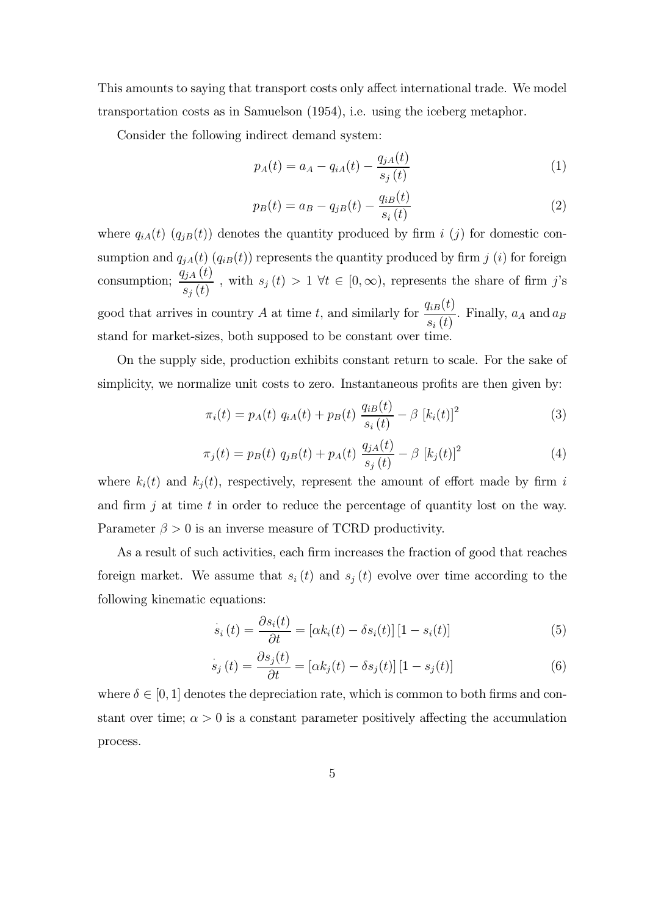This amounts to saying that transport costs only affect international trade. We model transportation costs as in Samuelson (1954), i.e. using the iceberg metaphor.

Consider the following indirect demand system:

$$p_A(t) = a_A - q_{iA}(t) - \frac{q_{jA}(t)}{s_j(t)} \tag{1}$$

$$p_B(t) = a_B - q_{jB}(t) - \frac{q_{iB}(t)}{s_i(t)} \tag{2}$$

where $q_{iA}(t)$ ($q_{jB}(t)$) denotes the quantity produced by firm $i$ ($j$) for domestic consumption and $q_{jA}(t)$ ($q_{iB}(t)$) represents the quantity produced by firm $j$ ($i$) for foreign consumption; $\frac{q_{jA}(t)}{s_j(t)}$ , with $s_j(t) > 1 \ \forall t \in [0, \infty)$, represents the share of firm $j$'s good that arrives in country $A$ at time $t$, and similarly for $\frac{q_{iB}(t)}{s_i(t)}$. Finally, $a_A$ and $a_B$ stand for market-sizes, both supposed to be constant over time.

On the supply side, production exhibits constant return to scale. For the sake of simplicity, we normalize unit costs to zero. Instantaneous profits are then given by:

$$\pi_i(t) = p_A(t)\ q_{iA}(t) + p_B(t)\ \frac{q_{iB}(t)}{s_i(t)} - \beta\ [k_i(t)]^2 \tag{3}$$

$$\pi_j(t) = p_B(t)\ q_{jB}(t) + p_A(t)\ \frac{q_{jA}(t)}{s_j(t)} - \beta\ [k_j(t)]^2 \tag{4}$$

where $k_i(t)$ and $k_j(t)$, respectively, represent the amount of effort made by firm $i$ and firm $j$ at time $t$ in order to reduce the percentage of quantity lost on the way. Parameter $\beta > 0$ is an inverse measure of TCRD productivity.

As a result of such activities, each firm increases the fraction of good that reaches foreign market. We assume that $s_i(t)$ and $s_j(t)$ evolve over time according to the following kinematic equations:

$$\dot{s}_i(t) = \frac{\partial s_i(t)}{\partial t} = [\alpha k_i(t) - \delta s_i(t)]\,[1 - s_i(t)] \tag{5}$$

$$\dot{s}_j(t) = \frac{\partial s_j(t)}{\partial t} = [\alpha k_j(t) - \delta s_j(t)]\,[1 - s_j(t)] \tag{6}$$

where $\delta \in [0, 1]$ denotes the depreciation rate, which is common to both firms and constant over time; $\alpha > 0$ is a constant parameter positively affecting the accumulation process.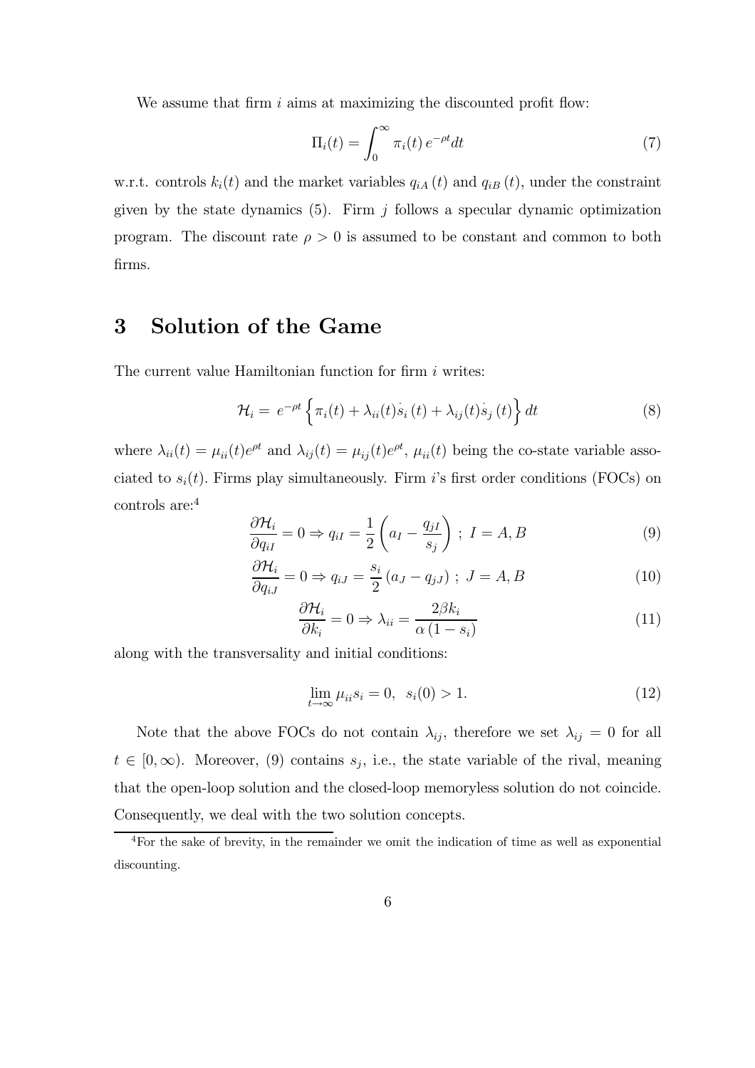We assume that firm $i$ aims at maximizing the discounted profit flow:

$$\Pi_i(t) = \int_0^\infty \pi_i(t) \, e^{-\rho t} dt \tag{7}$$

w.r.t. controls $k_i(t)$ and the market variables $q_{iA}(t)$ and $q_{iB}(t)$, under the constraint given by the state dynamics (5). Firm $j$ follows a specular dynamic optimization program. The discount rate $\rho > 0$ is assumed to be constant and common to both firms.

# 3 Solution of the Game

The current value Hamiltonian function for firm $i$ writes:

$$\mathcal{H}_i = e^{-\rho t} \left\{ \pi_i(t) + \lambda_{ii}(t) \dot{s}_i(t) + \lambda_{ij}(t) \dot{s}_j(t) \right\} dt \tag{8}$$

where $\lambda_{ii}(t) = \mu_{ii}(t) e^{\rho t}$ and $\lambda_{ij}(t) = \mu_{ij}(t) e^{\rho t}$, $\mu_{ii}(t)$ being the co-state variable associated to $s_i(t)$. Firms play simultaneously. Firm $i$'s first order conditions (FOCs) on controls are:[4]

$$\frac{\partial \mathcal{H}_i}{\partial q_{iI}} = 0 \Rightarrow q_{iI} = \frac{1}{2} \left( a_I - \frac{q_{jI}}{s_j} \right) \; ; \; I = A, B \tag{9}$$

$$\frac{\partial \mathcal{H}_i}{\partial q_{iJ}} = 0 \Rightarrow q_{iJ} = \frac{s_i}{2} \left( a_J - q_{jJ} \right) \; ; \; J = A, B \tag{10}$$

$$\frac{\partial \mathcal{H}_i}{\partial k_i} = 0 \Rightarrow \lambda_{ii} = \frac{2\beta k_i}{\alpha (1 - s_i)} \tag{11}$$

along with the transversality and initial conditions:

$$\lim_{t \to \infty} \mu_{ii} s_i = 0, \;\; s_i(0) > 1. \tag{12}$$

Note that the above FOCs do not contain $\lambda_{ij}$, therefore we set $\lambda_{ij} = 0$ for all $t \in [0, \infty)$. Moreover, (9) contains $s_j$, i.e., the state variable of the rival, meaning that the open-loop solution and the closed-loop memoryless solution do not coincide. Consequently, we deal with the two solution concepts.

[4] For the sake of brevity, in the remainder we omit the indication of time as well as exponential discounting.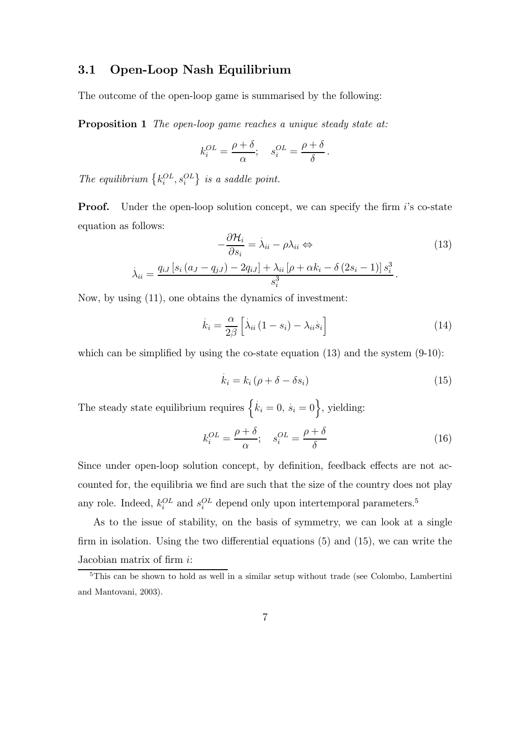### 3.1 Open-Loop Nash Equilibrium

The outcome of the open-loop game is summarised by the following:

**Proposition 1** *The open-loop game reaches a unique steady state at:*

$$k_i^{OL} = \frac{\rho + \delta}{\alpha}; \quad s_i^{OL} = \frac{\rho + \delta}{\delta}.$$

*The equilibrium* $\left\{k_i^{OL}, s_i^{OL}\right\}$ *is a saddle point.*

**Proof.** Under the open-loop solution concept, we can specify the firm $i$'s co-state equation as follows:

$$-\frac{\partial \mathcal{H}_i}{\partial s_i} = \dot{\lambda}_{ii} - \rho \lambda_{ii} \Leftrightarrow \tag{13}$$

$$\dot{\lambda}_{ii} = \frac{q_{iJ}\left[s_i\left(a_J - q_{jJ}\right) - 2q_{iJ}\right] + \lambda_{ii}\left[\rho + \alpha k_i - \delta\left(2s_i - 1\right)\right]s_i^3}{s_i^3}.$$

Now, by using (11), one obtains the dynamics of investment:

$$\dot{k}_i = \frac{\alpha}{2\beta}\left[\dot{\lambda}_{ii}\left(1 - s_i\right) - \lambda_{ii}\dot{s}_i\right] \tag{14}$$

which can be simplified by using the co-state equation (13) and the system (9-10):

$$\dot{k}_i = k_i\left(\rho + \delta - \delta s_i\right) \tag{15}$$

The steady state equilibrium requires $\left\{\dot{k}_i = 0, \, \dot{s}_i = 0\right\}$, yielding:

$$k_i^{OL} = \frac{\rho + \delta}{\alpha}; \quad s_i^{OL} = \frac{\rho + \delta}{\delta} \tag{16}$$

Since under open-loop solution concept, by definition, feedback effects are not accounted for, the equilibria we find are such that the size of the country does not play any role. Indeed, $k_i^{OL}$ and $s_i^{OL}$ depend only upon intertemporal parameters.[5]

As to the issue of stability, on the basis of symmetry, we can look at a single firm in isolation. Using the two differential equations (5) and (15), we can write the Jacobian matrix of firm $i$:

[5] This can be shown to hold as well in a similar setup without trade (see Colombo, Lambertini and Mantovani, 2003).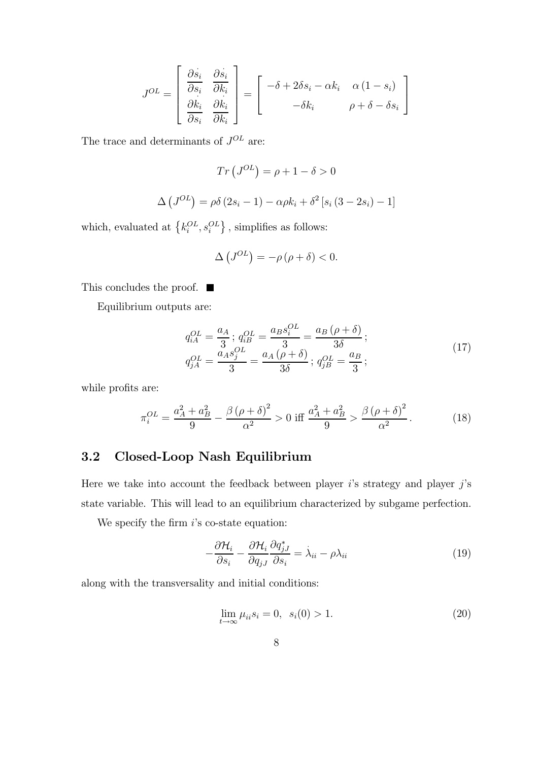$$J^{OL} = \begin{bmatrix} \dfrac{\partial \dot{s}_i}{\partial s_i} & \dfrac{\partial \dot{s}_i}{\partial k_i} \\ \dfrac{\partial \dot{k}_i}{\partial s_i} & \dfrac{\partial \dot{k}_i}{\partial k_i} \end{bmatrix} = \begin{bmatrix} -\delta + 2\delta s_i - \alpha k_i & \alpha (1 - s_i) \\ -\delta k_i & \rho + \delta - \delta s_i \end{bmatrix}$$

The trace and determinants of $J^{OL}$ are:

$$Tr\left(J^{OL}\right) = \rho + 1 - \delta > 0$$

$$\Delta\left(J^{OL}\right) = \rho\delta\left(2s_i - 1\right) - \alpha\rho k_i + \delta^2\left[s_i\left(3 - 2s_i\right) - 1\right]$$

which, evaluated at $\left\{k_i^{OL}, s_i^{OL}\right\}$, simplifies as follows:

$$\Delta\left(J^{OL}\right) = -\rho\left(\rho + \delta\right) < 0.$$

This concludes the proof. ■

Equilibrium outputs are:

$$\begin{aligned} q_{iA}^{OL} &= \frac{a_A}{3}\,;\; q_{iB}^{OL} = \frac{a_B s_i^{OL}}{3} = \frac{a_B\left(\rho + \delta\right)}{3\delta}\,; \\ q_{jA}^{OL} &= \frac{a_A s_j^{OL}}{3} = \frac{a_A\left(\rho + \delta\right)}{3\delta}\,;\; q_{jB}^{OL} = \frac{a_B}{3}\,; \end{aligned} \tag{17}$$

while profits are:

$$\pi_i^{OL} = \frac{a_A^2 + a_B^2}{9} - \frac{\beta\left(\rho + \delta\right)^2}{\alpha^2} > 0 \text{ iff } \frac{a_A^2 + a_B^2}{9} > \frac{\beta\left(\rho + \delta\right)^2}{\alpha^2}. \tag{18}$$

## 3.2 Closed-Loop Nash Equilibrium

Here we take into account the feedback between player $i$'s strategy and player $j$'s state variable. This will lead to an equilibrium characterized by subgame perfection.

We specify the firm $i$'s co-state equation:

$$-\frac{\partial \mathcal{H}_i}{\partial s_i} - \frac{\partial \mathcal{H}_i}{\partial q_{jJ}}\frac{\partial q_{jJ}^*}{\partial s_i} = \dot{\lambda}_{ii} - \rho\lambda_{ii} \tag{19}$$

along with the transversality and initial conditions:

$$\lim_{t \to \infty} \mu_{ii} s_i = 0, \;\; s_i(0) > 1. \tag{20}$$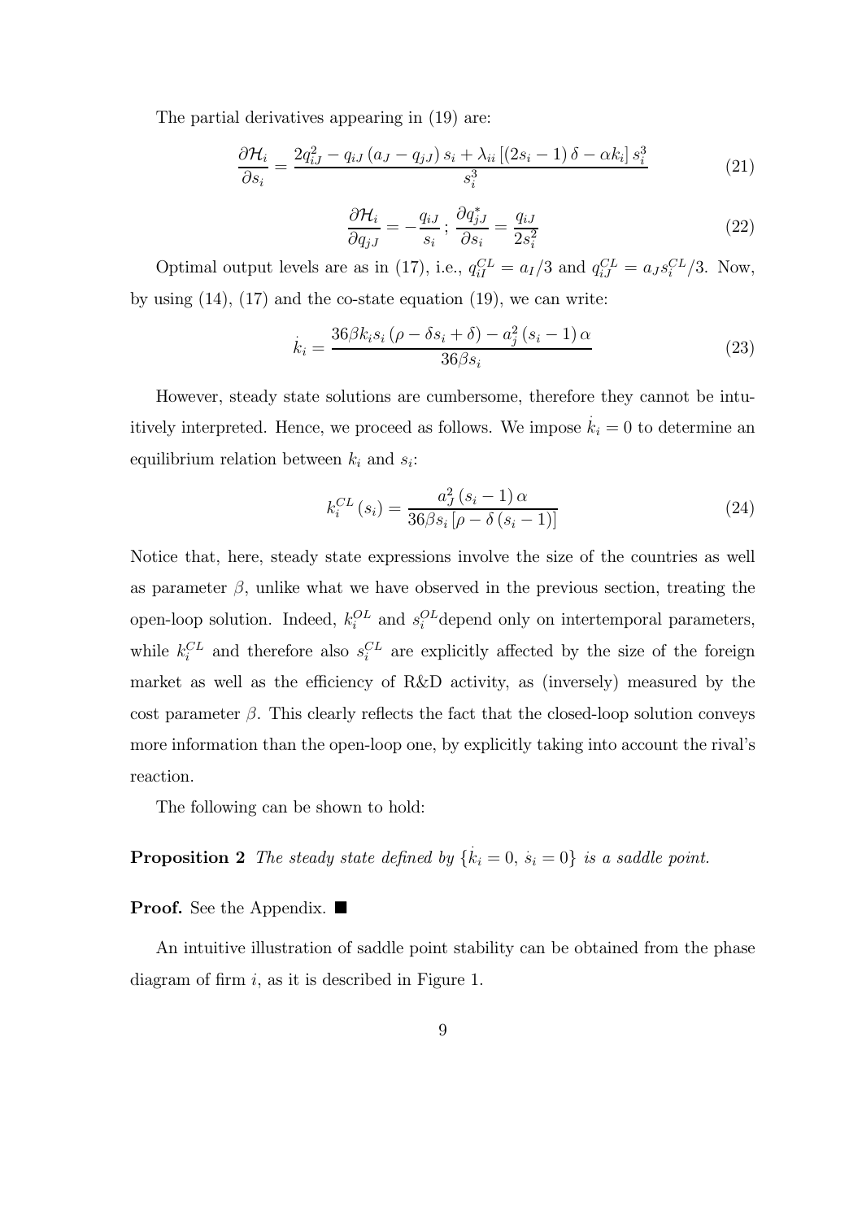The partial derivatives appearing in (19) are:

$$\frac{\partial \mathcal{H}_i}{\partial s_i} = \frac{2q_{iJ}^2 - q_{iJ}\left(a_J - q_{jJ}\right)s_i + \lambda_{ii}\left[\left(2s_i - 1\right)\delta - \alpha k_i\right]s_i^3}{s_i^3} \tag{21}$$

$$\frac{\partial \mathcal{H}_i}{\partial q_{jJ}} = -\frac{q_{iJ}}{s_i}\,;\;\frac{\partial q_{jJ}^*}{\partial s_i} = \frac{q_{iJ}}{2s_i^2} \tag{22}$$

Optimal output levels are as in (17), i.e., $q_{iI}^{CL} = a_I/3$ and $q_{iJ}^{CL} = a_J s_i^{CL}/3$. Now, by using (14), (17) and the co-state equation (19), we can write:

$$\dot{k}_i = \frac{36\beta k_i s_i\left(\rho - \delta s_i + \delta\right) - a_j^2\left(s_i - 1\right)\alpha}{36\beta s_i} \tag{23}$$

However, steady state solutions are cumbersome, therefore they cannot be intuitively interpreted. Hence, we proceed as follows. We impose $\dot{k}_i = 0$ to determine an equilibrium relation between $k_i$ and $s_i$:

$$k_i^{CL}\left(s_i\right) = \frac{a_J^2\left(s_i - 1\right)\alpha}{36\beta s_i\left[\rho - \delta\left(s_i - 1\right)\right]} \tag{24}$$

Notice that, here, steady state expressions involve the size of the countries as well as parameter $\beta$, unlike what we have observed in the previous section, treating the open-loop solution. Indeed, $k_i^{OL}$ and $s_i^{OL}$depend only on intertemporal parameters, while $k_i^{CL}$ and therefore also $s_i^{CL}$ are explicitly affected by the size of the foreign market as well as the efficiency of R&D activity, as (inversely) measured by the cost parameter $\beta$. This clearly reflects the fact that the closed-loop solution conveys more information than the open-loop one, by explicitly taking into account the rival's reaction.

The following can be shown to hold:

**Proposition 2** *The steady state defined by* $\{\dot{k}_i = 0,\, \dot{s}_i = 0\}$ *is a saddle point.*

**Proof.** See the Appendix. ■

An intuitive illustration of saddle point stability can be obtained from the phase diagram of firm $i$, as it is described in Figure 1.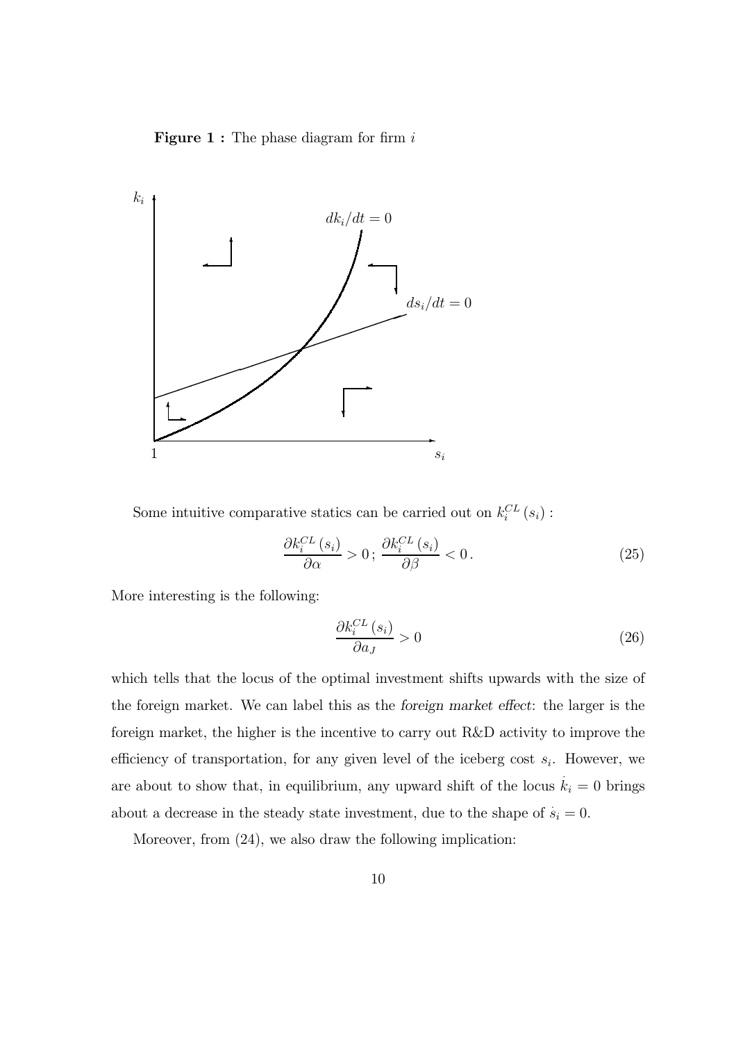**Figure 1 :** The phase diagram for firm $i$

Some intuitive comparative statics can be carried out on $k_i^{CL}(s_i)$ :

$$\frac{\partial k_i^{CL}(s_i)}{\partial \alpha} > 0 \,; \; \frac{\partial k_i^{CL}(s_i)}{\partial \beta} < 0 \,. \tag{25}$$

More interesting is the following:

$$\frac{\partial k_i^{CL}(s_i)}{\partial a_J} > 0 \tag{26}$$

which tells that the locus of the optimal investment shifts upwards with the size of the foreign market. We can label this as the *foreign market effect*: the larger is the foreign market, the higher is the incentive to carry out R&D activity to improve the efficiency of transportation, for any given level of the iceberg cost $s_i$. However, we are about to show that, in equilibrium, any upward shift of the locus $\dot{k}_i = 0$ brings about a decrease in the steady state investment, due to the shape of $\dot{s}_i = 0$.

Moreover, from (24), we also draw the following implication: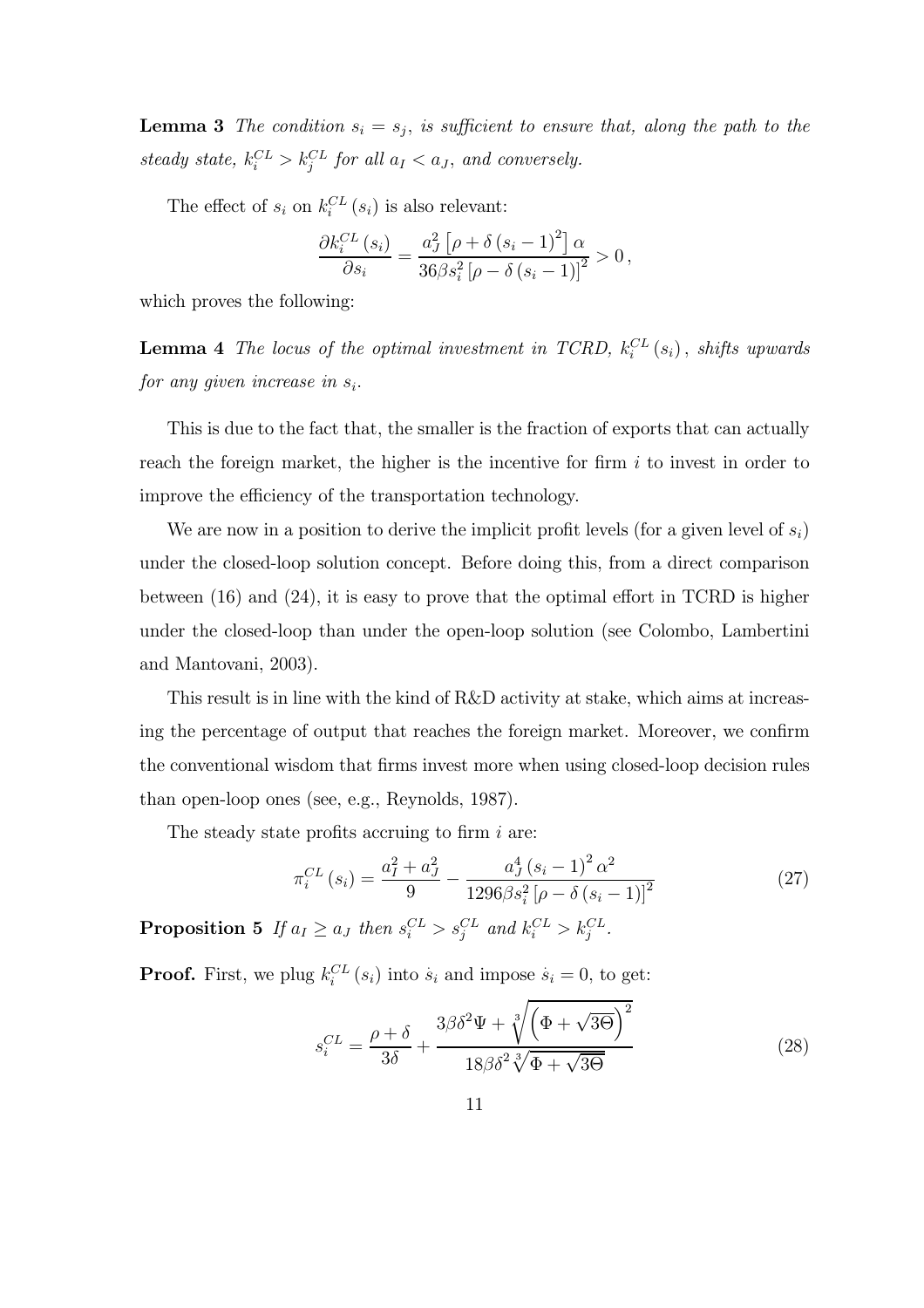**Lemma 3** *The condition $s_i = s_j$, is sufficient to ensure that, along the path to the steady state, $k_i^{CL} > k_j^{CL}$ for all $a_I < a_J$, and conversely.*

The effect of $s_i$ on $k_i^{CL}(s_i)$ is also relevant:

$$\frac{\partial k_i^{CL}(s_i)}{\partial s_i} = \frac{a_J^2 \left[\rho + \delta (s_i - 1)^2\right] \alpha}{36 \beta s_i^2 \left[\rho - \delta (s_i - 1)\right]^2} > 0 \, ,$$

which proves the following:

**Lemma 4** *The locus of the optimal investment in TCRD, $k_i^{CL}(s_i)$, shifts upwards for any given increase in $s_i$.*

This is due to the fact that, the smaller is the fraction of exports that can actually reach the foreign market, the higher is the incentive for firm $i$ to invest in order to improve the efficiency of the transportation technology.

We are now in a position to derive the implicit profit levels (for a given level of $s_i$) under the closed-loop solution concept. Before doing this, from a direct comparison between (16) and (24), it is easy to prove that the optimal effort in TCRD is higher under the closed-loop than under the open-loop solution (see Colombo, Lambertini and Mantovani, 2003).

This result is in line with the kind of R&D activity at stake, which aims at increasing the percentage of output that reaches the foreign market. Moreover, we confirm the conventional wisdom that firms invest more when using closed-loop decision rules than open-loop ones (see, e.g., Reynolds, 1987).

The steady state profits accruing to firm $i$ are:

$$\pi_i^{CL}(s_i) = \frac{a_I^2 + a_J^2}{9} - \frac{a_J^4 (s_i - 1)^2 \alpha^2}{1296 \beta s_i^2 \left[\rho - \delta (s_i - 1)\right]^2} \tag{27}$$

**Proposition 5** *If $a_I \geq a_J$ then $s_i^{CL} > s_j^{CL}$ and $k_i^{CL} > k_j^{CL}$.*

**Proof.** First, we plug $k_i^{CL}(s_i)$ into $\dot{s}_i$ and impose $\dot{s}_i = 0$, to get:

$$s_i^{CL} = \frac{\rho + \delta}{3\delta} + \frac{3\beta\delta^2 \Psi + \sqrt[3]{\left(\Phi + \sqrt{3\Theta}\right)^2}}{18\beta\delta^2 \sqrt[3]{\Phi + \sqrt{3\Theta}}} \tag{28}$$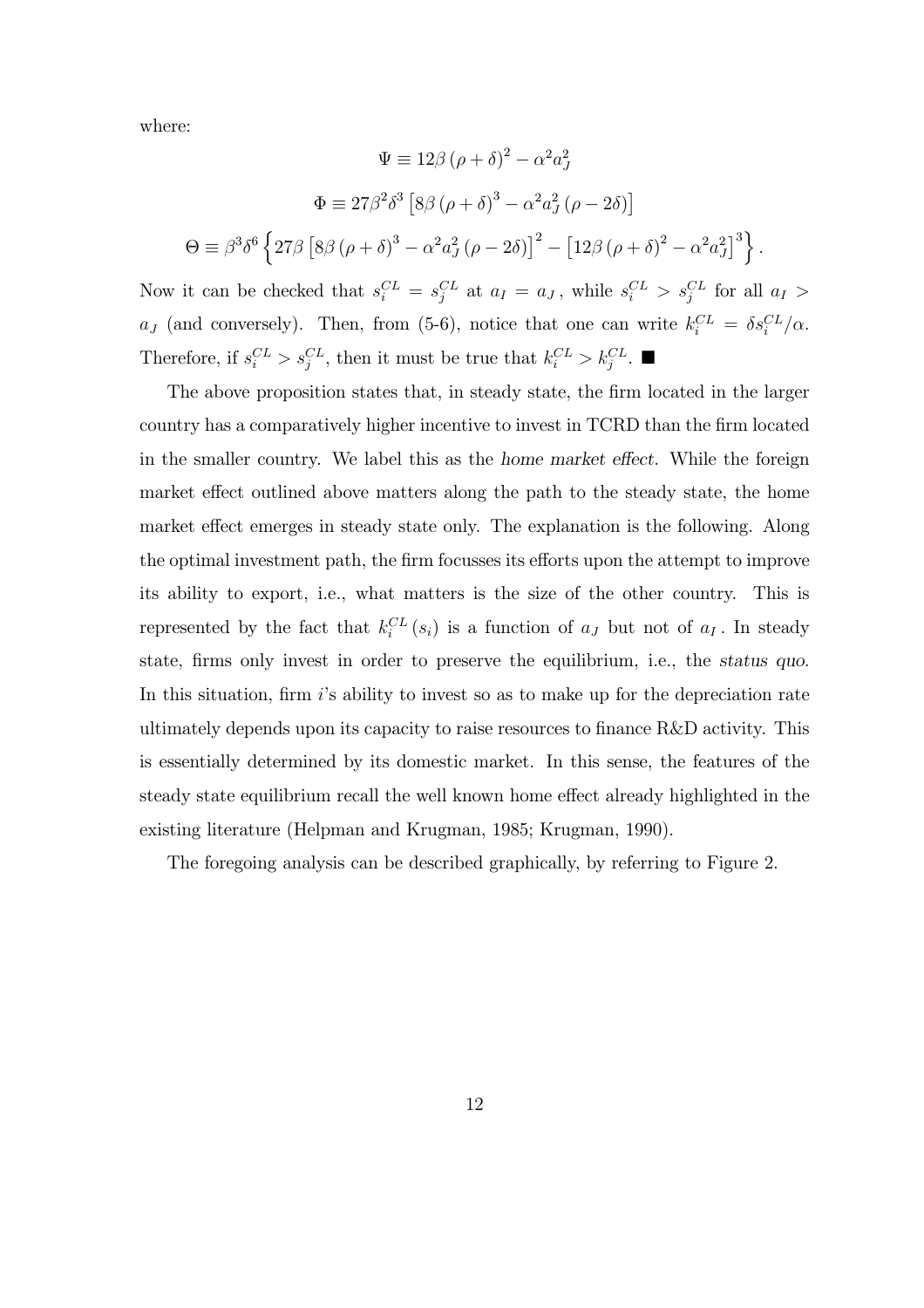where:

$$\Psi \equiv 12\beta\left(\rho+\delta\right)^2 - \alpha^2 a_J^2$$

$$\Phi \equiv 27\beta^2\delta^3\left[8\beta\left(\rho+\delta\right)^3 - \alpha^2 a_J^2\left(\rho - 2\delta\right)\right]$$

$$\Theta \equiv \beta^3\delta^6\left\{27\beta\left[8\beta\left(\rho+\delta\right)^3 - \alpha^2 a_J^2\left(\rho-2\delta\right)\right]^2 - \left[12\beta\left(\rho+\delta\right)^2 - \alpha^2 a_J^2\right]^3\right\}.$$

Now it can be checked that $s_i^{CL} = s_j^{CL}$ at $a_I = a_J$, while $s_i^{CL} > s_j^{CL}$ for all $a_I > a_J$ (and conversely). Then, from (5-6), notice that one can write $k_i^{CL} = \delta s_i^{CL}/\alpha$. Therefore, if $s_i^{CL} > s_j^{CL}$, then it must be true that $k_i^{CL} > k_j^{CL}$. ■

The above proposition states that, in steady state, the firm located in the larger country has a comparatively higher incentive to invest in TCRD than the firm located in the smaller country. We label this as the *home market effect*. While the foreign market effect outlined above matters along the path to the steady state, the home market effect emerges in steady state only. The explanation is the following. Along the optimal investment path, the firm focusses its efforts upon the attempt to improve its ability to export, i.e., what matters is the size of the other country. This is represented by the fact that $k_i^{CL}(s_i)$ is a function of $a_J$ but not of $a_I$. In steady state, firms only invest in order to preserve the equilibrium, i.e., the *status quo*. In this situation, firm $i$'s ability to invest so as to make up for the depreciation rate ultimately depends upon its capacity to raise resources to finance R&D activity. This is essentially determined by its domestic market. In this sense, the features of the steady state equilibrium recall the well known home effect already highlighted in the existing literature (Helpman and Krugman, 1985; Krugman, 1990).

The foregoing analysis can be described graphically, by referring to Figure 2.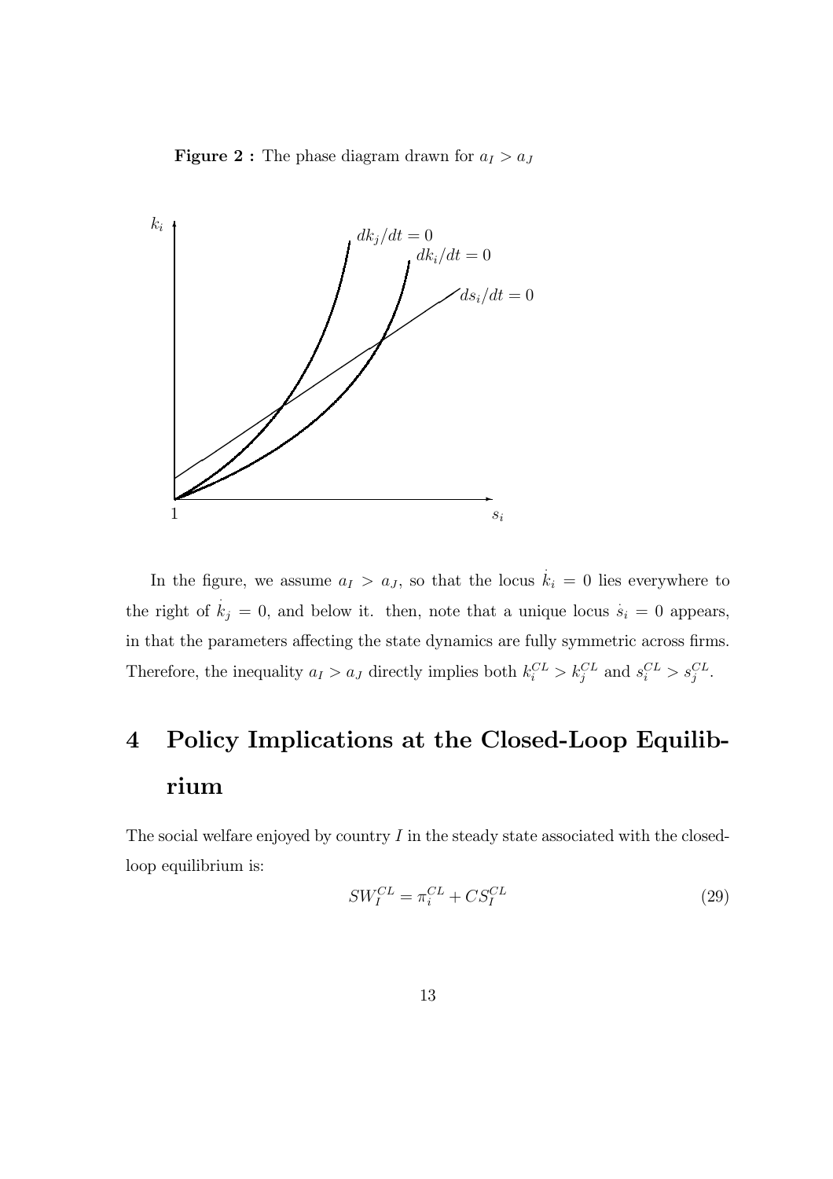**Figure 2 :** The phase diagram drawn for $a_I > a_J$

In the figure, we assume $a_I > a_J$, so that the locus $\dot{k}_i = 0$ lies everywhere to the right of $\dot{k}_j = 0$, and below it. then, note that a unique locus $\dot{s}_i = 0$ appears, in that the parameters affecting the state dynamics are fully symmetric across firms. Therefore, the inequality $a_I > a_J$ directly implies both $k_i^{CL} > k_j^{CL}$ and $s_i^{CL} > s_j^{CL}$.

# 4 Policy Implications at the Closed-Loop Equilibrium

The social welfare enjoyed by country $I$ in the steady state associated with the closed-loop equilibrium is:

$$SW_I^{CL} = \pi_i^{CL} + CS_I^{CL} \tag{29}$$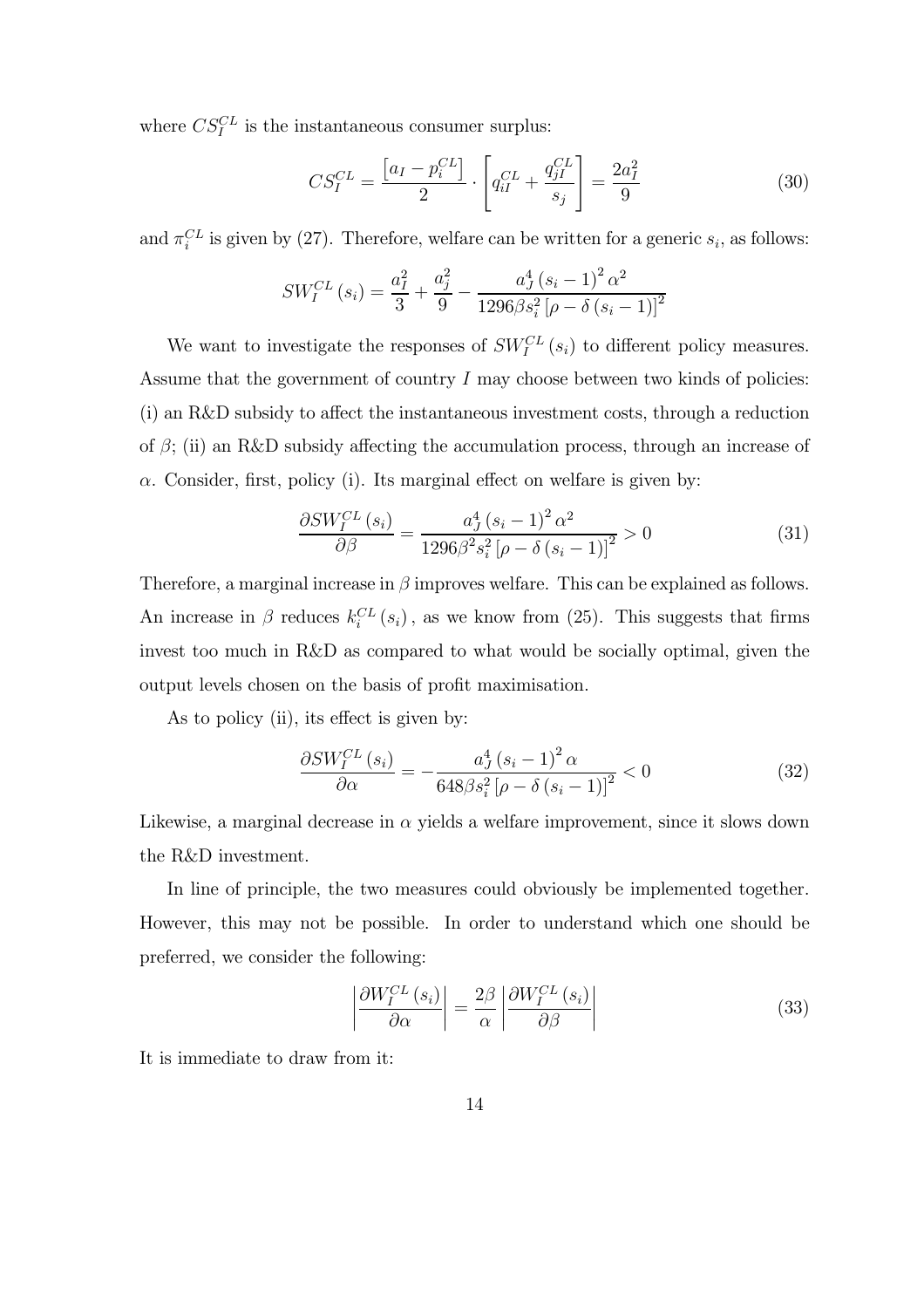where $CS_I^{CL}$ is the instantaneous consumer surplus:

$$CS_I^{CL} = \frac{\left[a_I - p_i^{CL}\right]}{2} \cdot \left[q_{iI}^{CL} + \frac{q_{jI}^{CL}}{s_j}\right] = \frac{2a_I^2}{9} \tag{30}$$

and $\pi_i^{CL}$ is given by (27). Therefore, welfare can be written for a generic $s_i$, as follows:

$$SW_I^{CL}(s_i) = \frac{a_I^2}{3} + \frac{a_j^2}{9} - \frac{a_J^4 (s_i - 1)^2 \alpha^2}{1296 \beta s_i^2 \left[\rho - \delta (s_i - 1)\right]^2}$$

We want to investigate the responses of $SW_I^{CL}(s_i)$ to different policy measures. Assume that the government of country $I$ may choose between two kinds of policies: (i) an R&D subsidy to affect the instantaneous investment costs, through a reduction of $\beta$; (ii) an R&D subsidy affecting the accumulation process, through an increase of $\alpha$. Consider, first, policy (i). Its marginal effect on welfare is given by:

$$\frac{\partial SW_I^{CL}(s_i)}{\partial \beta} = \frac{a_J^4 (s_i - 1)^2 \alpha^2}{1296 \beta^2 s_i^2 \left[\rho - \delta (s_i - 1)\right]^2} > 0 \tag{31}$$

Therefore, a marginal increase in $\beta$ improves welfare. This can be explained as follows. An increase in $\beta$ reduces $k_i^{CL}(s_i)$, as we know from (25). This suggests that firms invest too much in R&D as compared to what would be socially optimal, given the output levels chosen on the basis of profit maximisation.

As to policy (ii), its effect is given by:

$$\frac{\partial SW_I^{CL}(s_i)}{\partial \alpha} = -\frac{a_J^4 (s_i - 1)^2 \alpha}{648 \beta s_i^2 \left[\rho - \delta (s_i - 1)\right]^2} < 0 \tag{32}$$

Likewise, a marginal decrease in $\alpha$ yields a welfare improvement, since it slows down the R&D investment.

In line of principle, the two measures could obviously be implemented together. However, this may not be possible. In order to understand which one should be preferred, we consider the following:

$$\left| \frac{\partial W_I^{CL}(s_i)}{\partial \alpha} \right| = \frac{2\beta}{\alpha} \left| \frac{\partial W_I^{CL}(s_i)}{\partial \beta} \right| \tag{33}$$

It is immediate to draw from it: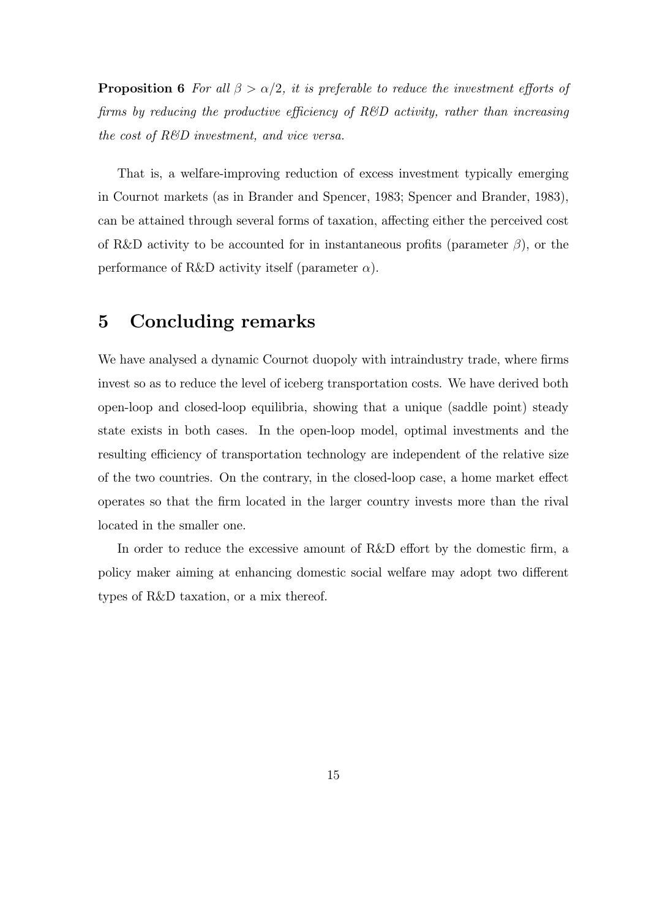**Proposition 6** *For all $\beta > \alpha/2$, it is preferable to reduce the investment efforts of firms by reducing the productive efficiency of R&D activity, rather than increasing the cost of R&D investment, and vice versa.*

That is, a welfare-improving reduction of excess investment typically emerging in Cournot markets (as in Brander and Spencer, 1983; Spencer and Brander, 1983), can be attained through several forms of taxation, affecting either the perceived cost of R&D activity to be accounted for in instantaneous profits (parameter $\beta$), or the performance of R&D activity itself (parameter $\alpha$).

# 5 Concluding remarks

We have analysed a dynamic Cournot duopoly with intraindustry trade, where firms invest so as to reduce the level of iceberg transportation costs. We have derived both open-loop and closed-loop equilibria, showing that a unique (saddle point) steady state exists in both cases. In the open-loop model, optimal investments and the resulting efficiency of transportation technology are independent of the relative size of the two countries. On the contrary, in the closed-loop case, a home market effect operates so that the firm located in the larger country invests more than the rival located in the smaller one.

In order to reduce the excessive amount of R&D effort by the domestic firm, a policy maker aiming at enhancing domestic social welfare may adopt two different types of R&D taxation, or a mix thereof.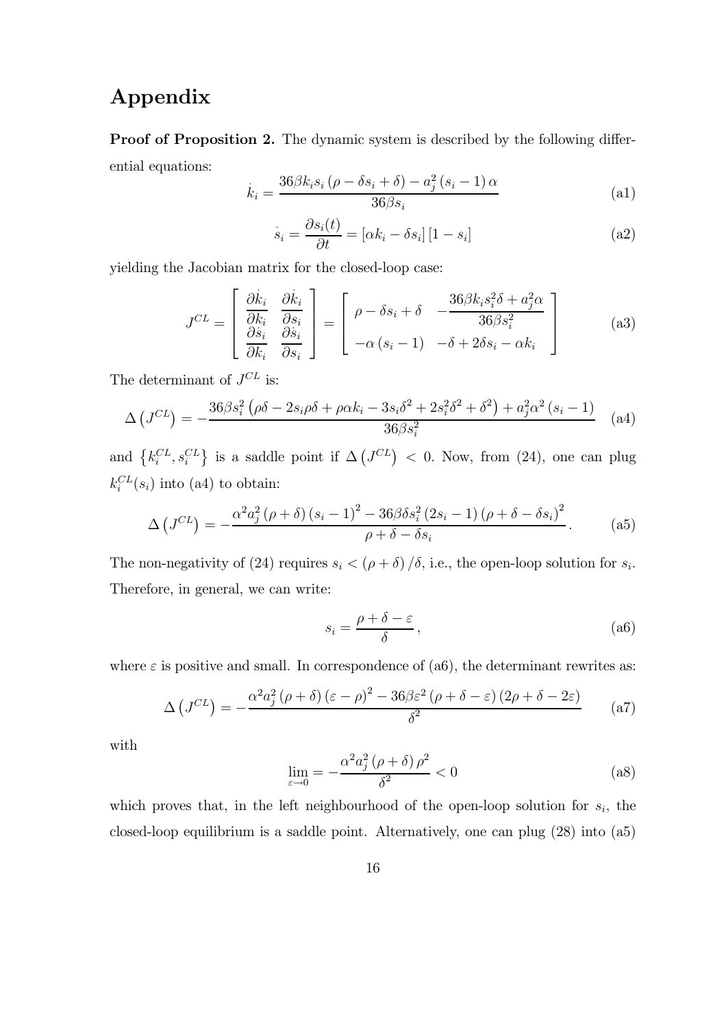# Appendix

**Proof of Proposition 2.** The dynamic system is described by the following differential equations:

$$\dot{k}_i = \frac{36\beta k_i s_i (\rho - \delta s_i + \delta) - a_j^2 (s_i - 1) \alpha}{36\beta s_i} \tag{a1}$$

$$\dot{s}_i = \frac{\partial s_i(t)}{\partial t} = [\alpha k_i - \delta s_i][1 - s_i] \tag{a2}$$

yielding the Jacobian matrix for the closed-loop case:

$$J^{CL} = \begin{bmatrix} \dfrac{\partial \dot{k}_i}{\partial k_i} & \dfrac{\partial \dot{k}_i}{\partial s_i} \\ \dfrac{\partial \dot{s}_i}{\partial k_i} & \dfrac{\partial \dot{s}_i}{\partial s_i} \end{bmatrix} = \begin{bmatrix} \rho - \delta s_i + \delta & -\dfrac{36\beta k_i s_i^2 \delta + a_j^2 \alpha}{36\beta s_i^2} \\ -\alpha (s_i - 1) & -\delta + 2\delta s_i - \alpha k_i \end{bmatrix} \tag{a3}$$

The determinant of $J^{CL}$ is:

$$\Delta\left(J^{CL}\right) = -\frac{36\beta s_i^2 \left(\rho\delta - 2s_i\rho\delta + \rho\alpha k_i - 3s_i\delta^2 + 2s_i^2\delta^2 + \delta^2\right) + a_j^2\alpha^2 (s_i - 1)}{36\beta s_i^2} \tag{a4}$$

and $\left\{k_i^{CL}, s_i^{CL}\right\}$ is a saddle point if $\Delta\left(J^{CL}\right) < 0$. Now, from (24), one can plug $k_i^{CL}(s_i)$ into (a4) to obtain:

$$\Delta\left(J^{CL}\right) = -\frac{\alpha^2 a_j^2 (\rho + \delta)(s_i - 1)^2 - 36\beta\delta s_i^2 (2s_i - 1)(\rho + \delta - \delta s_i)^2}{\rho + \delta - \delta s_i}. \tag{a5}$$

The non-negativity of (24) requires $s_i < (\rho + \delta)/\delta$, i.e., the open-loop solution for $s_i$. Therefore, in general, we can write:

$$s_i = \frac{\rho + \delta - \varepsilon}{\delta}, \tag{a6}$$

where $\varepsilon$ is positive and small. In correspondence of (a6), the determinant rewrites as:

$$\Delta\left(J^{CL}\right) = -\frac{\alpha^2 a_j^2 (\rho + \delta)(\varepsilon - \rho)^2 - 36\beta\varepsilon^2 (\rho + \delta - \varepsilon)(2\rho + \delta - 2\varepsilon)}{\delta^2} \tag{a7}$$

with

$$\lim_{\varepsilon \to 0} = -\frac{\alpha^2 a_j^2 (\rho + \delta)\rho^2}{\delta^2} < 0 \tag{a8}$$

which proves that, in the left neighbourhood of the open-loop solution for $s_i$, the closed-loop equilibrium is a saddle point. Alternatively, one can plug (28) into (a5)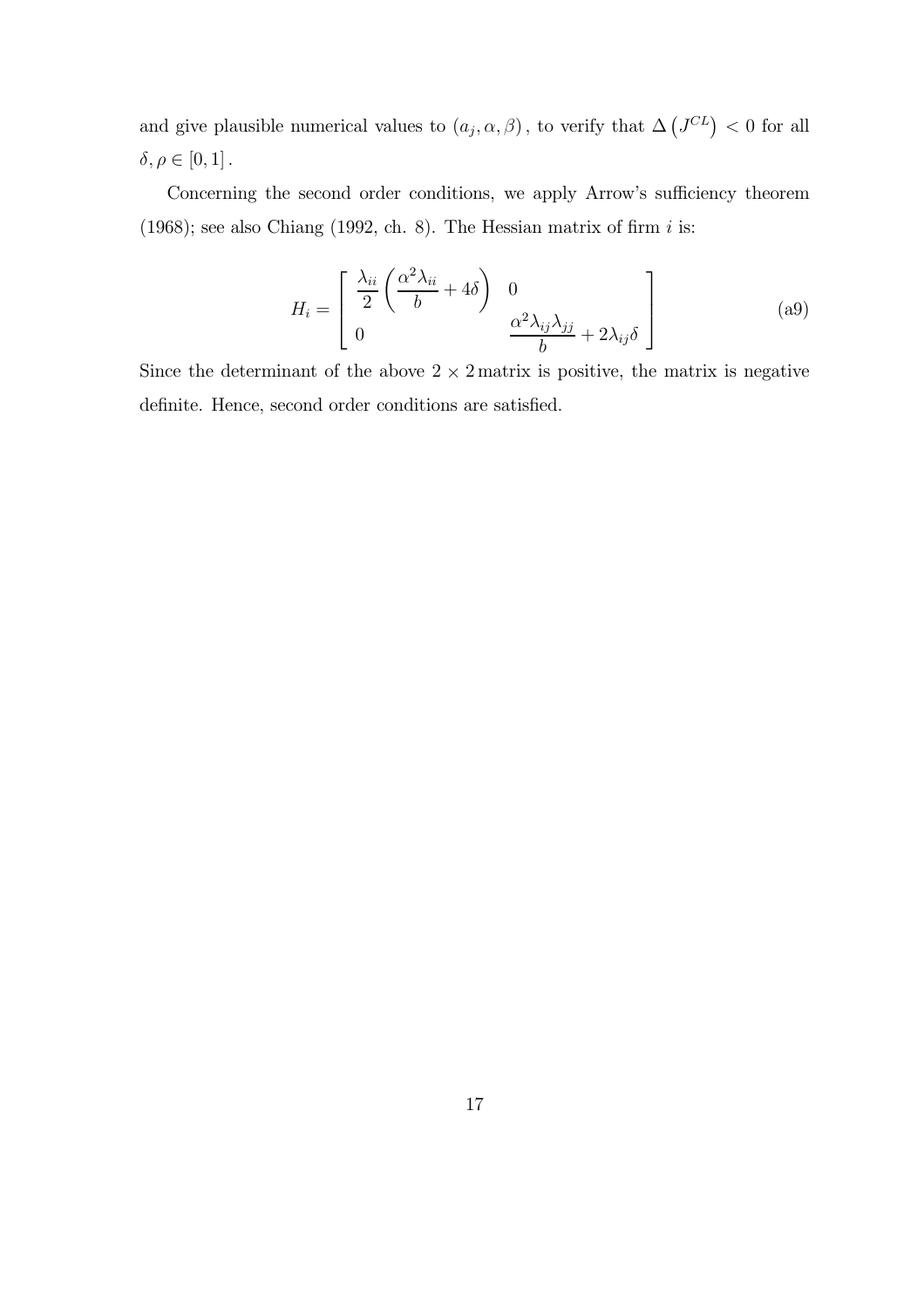and give plausible numerical values to $(a_j, \alpha, \beta)$, to verify that $\Delta\left(J^{CL}\right) < 0$ for all $\delta, \rho \in [0,1]$.

Concerning the second order conditions, we apply Arrow's sufficiency theorem (1968); see also Chiang (1992, ch. 8). The Hessian matrix of firm $i$ is:

$$H_i = \begin{bmatrix} \dfrac{\lambda_{ii}}{2}\left(\dfrac{\alpha^2 \lambda_{ii}}{b} + 4\delta\right) & 0 \\ 0 & \dfrac{\alpha^2 \lambda_{ij} \lambda_{jj}}{b} + 2\lambda_{ij}\delta \end{bmatrix} \tag{a9}$$

Since the determinant of the above $2 \times 2$ matrix is positive, the matrix is negative definite. Hence, second order conditions are satisfied.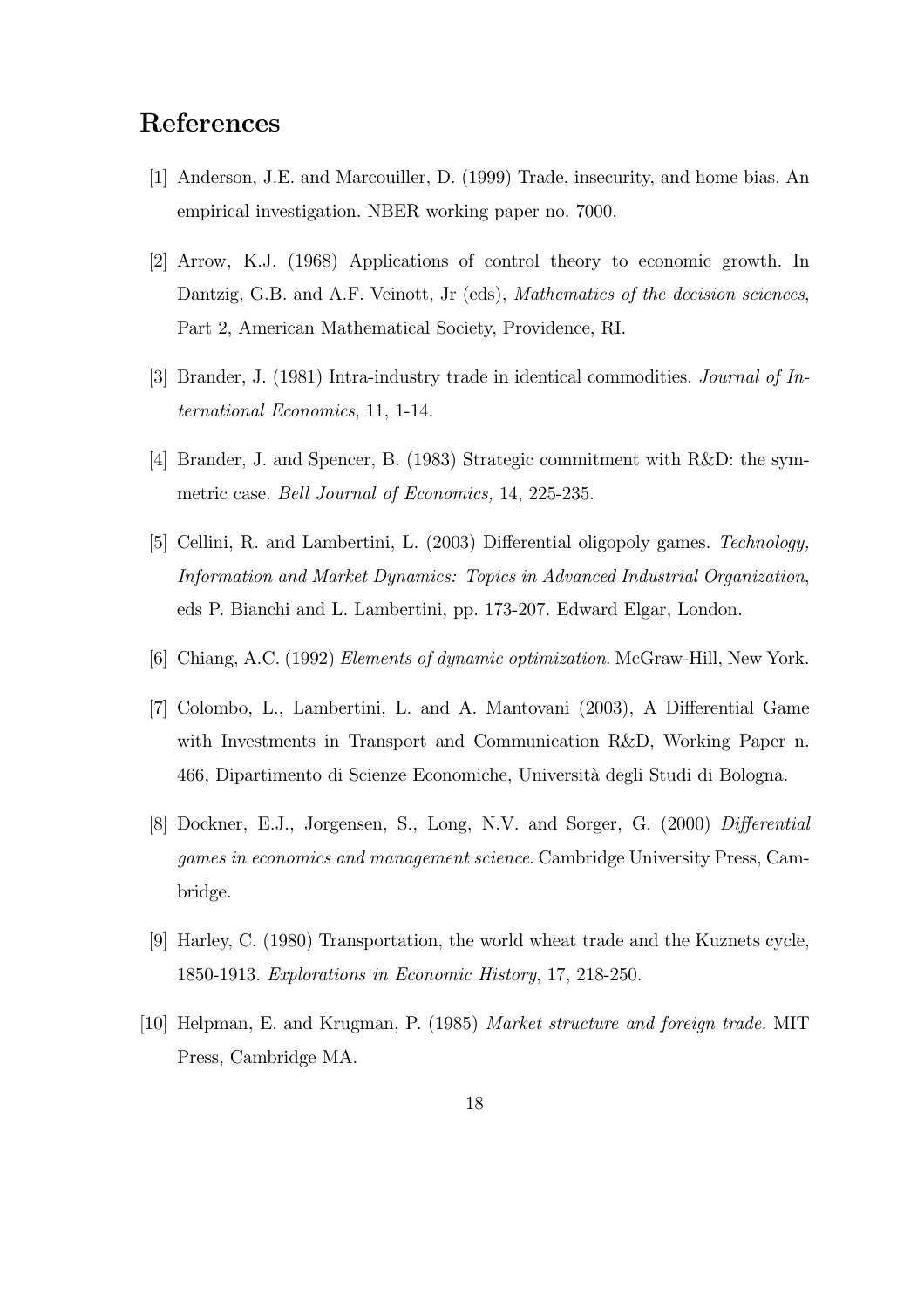# References

[1] Anderson, J.E. and Marcouiller, D. (1999) Trade, insecurity, and home bias. An empirical investigation. NBER working paper no. 7000.

[2] Arrow, K.J. (1968) Applications of control theory to economic growth. In Dantzig, G.B. and A.F. Veinott, Jr (eds), *Mathematics of the decision sciences*, Part 2, American Mathematical Society, Providence, RI.

[3] Brander, J. (1981) Intra-industry trade in identical commodities. *Journal of International Economics*, 11, 1-14.

[4] Brander, J. and Spencer, B. (1983) Strategic commitment with R&D: the symmetric case. *Bell Journal of Economics,* 14, 225-235.

[5] Cellini, R. and Lambertini, L. (2003) Differential oligopoly games. *Technology, Information and Market Dynamics: Topics in Advanced Industrial Organization*, eds P. Bianchi and L. Lambertini, pp. 173-207. Edward Elgar, London.

[6] Chiang, A.C. (1992) *Elements of dynamic optimization*. McGraw-Hill, New York.

[7] Colombo, L., Lambertini, L. and A. Mantovani (2003), A Differential Game with Investments in Transport and Communication R&D, Working Paper n. 466, Dipartimento di Scienze Economiche, Università degli Studi di Bologna.

[8] Dockner, E.J., Jorgensen, S., Long, N.V. and Sorger, G. (2000) *Differential games in economics and management science*. Cambridge University Press, Cambridge.

[9] Harley, C. (1980) Transportation, the world wheat trade and the Kuznets cycle, 1850-1913. *Explorations in Economic History*, 17, 218-250.

[10] Helpman, E. and Krugman, P. (1985) *Market structure and foreign trade.* MIT Press, Cambridge MA.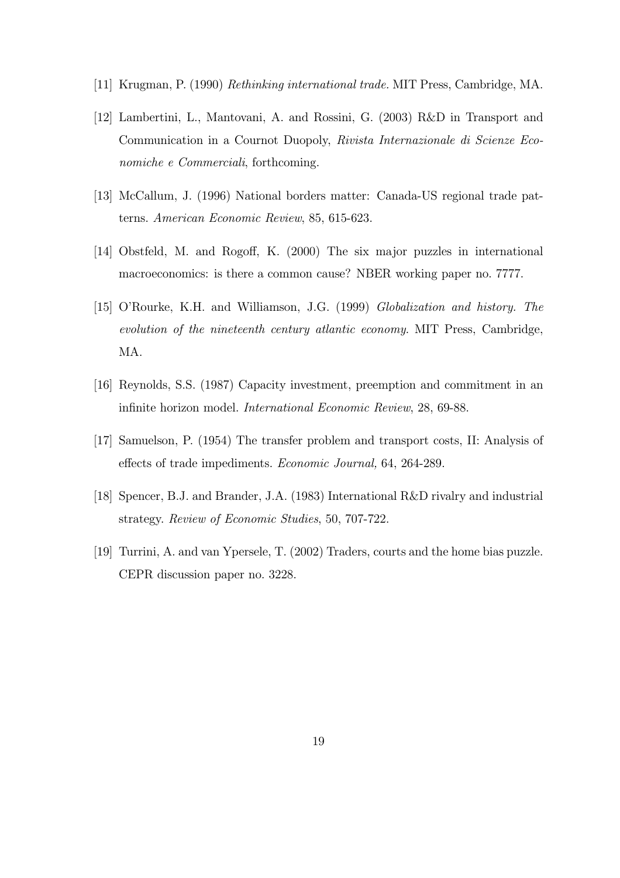[11] Krugman, P. (1990) *Rethinking international trade.* MIT Press, Cambridge, MA.

[12] Lambertini, L., Mantovani, A. and Rossini, G. (2003) R&D in Transport and Communication in a Cournot Duopoly, *Rivista Internazionale di Scienze Economiche e Commerciali*, forthcoming.

[13] McCallum, J. (1996) National borders matter: Canada-US regional trade patterns. *American Economic Review*, 85, 615-623.

[14] Obstfeld, M. and Rogoff, K. (2000) The six major puzzles in international macroeconomics: is there a common cause? NBER working paper no. 7777.

[15] O'Rourke, K.H. and Williamson, J.G. (1999) *Globalization and history. The evolution of the nineteenth century atlantic economy.* MIT Press, Cambridge, MA.

[16] Reynolds, S.S. (1987) Capacity investment, preemption and commitment in an infinite horizon model. *International Economic Review*, 28, 69-88.

[17] Samuelson, P. (1954) The transfer problem and transport costs, II: Analysis of effects of trade impediments. *Economic Journal*, 64, 264-289.

[18] Spencer, B.J. and Brander, J.A. (1983) International R&D rivalry and industrial strategy. *Review of Economic Studies*, 50, 707-722.

[19] Turrini, A. and van Ypersele, T. (2002) Traders, courts and the home bias puzzle. CEPR discussion paper no. 3228.